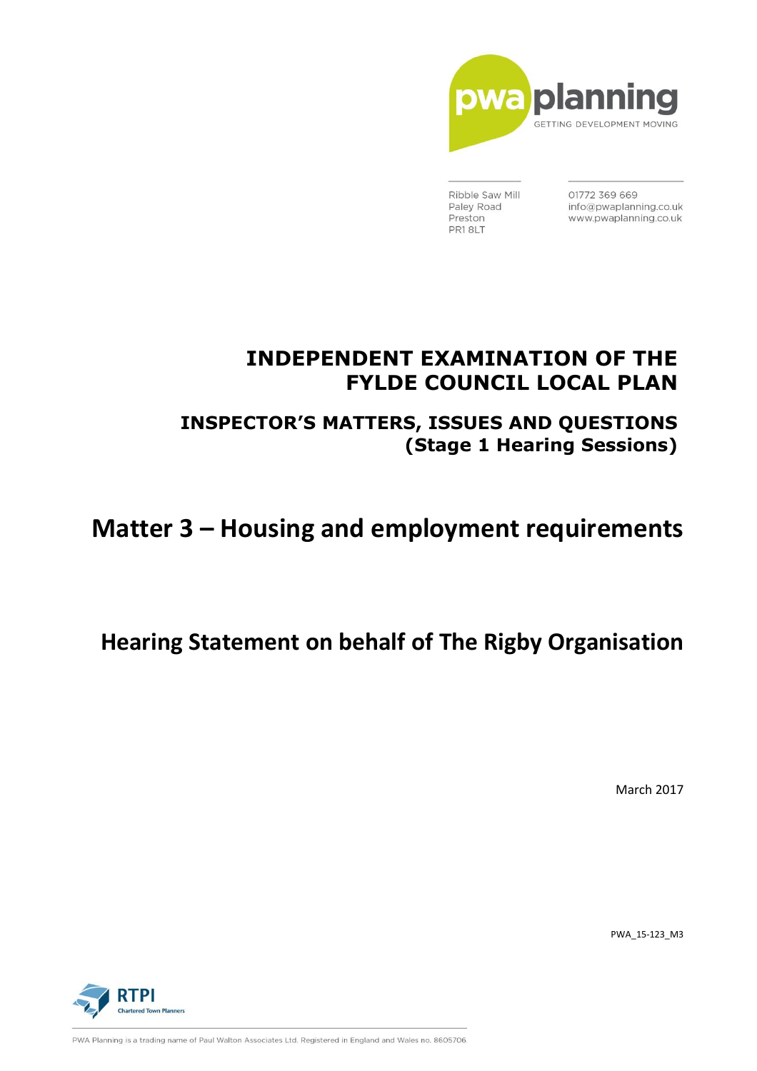pwa planning

GETTING DEVELOPMENT MOVING

Ribble Saw Mill
Paley Road
Preston
PR1 8LT

01772 369 669
info@pwaplanning.co.uk
www.pwaplanning.co.uk

# INDEPENDENT EXAMINATION OF THE FYLDE COUNCIL LOCAL PLAN

## INSPECTOR'S MATTERS, ISSUES AND QUESTIONS (Stage 1 Hearing Sessions)

# Matter 3 – Housing and employment requirements

## Hearing Statement on behalf of The Rigby Organisation

March 2017

PWA_15-123_M3

RTPI Chartered Town Planners

PWA Planning is a trading name of Paul Walton Associates Ltd. Registered in England and Wales no. 8605706.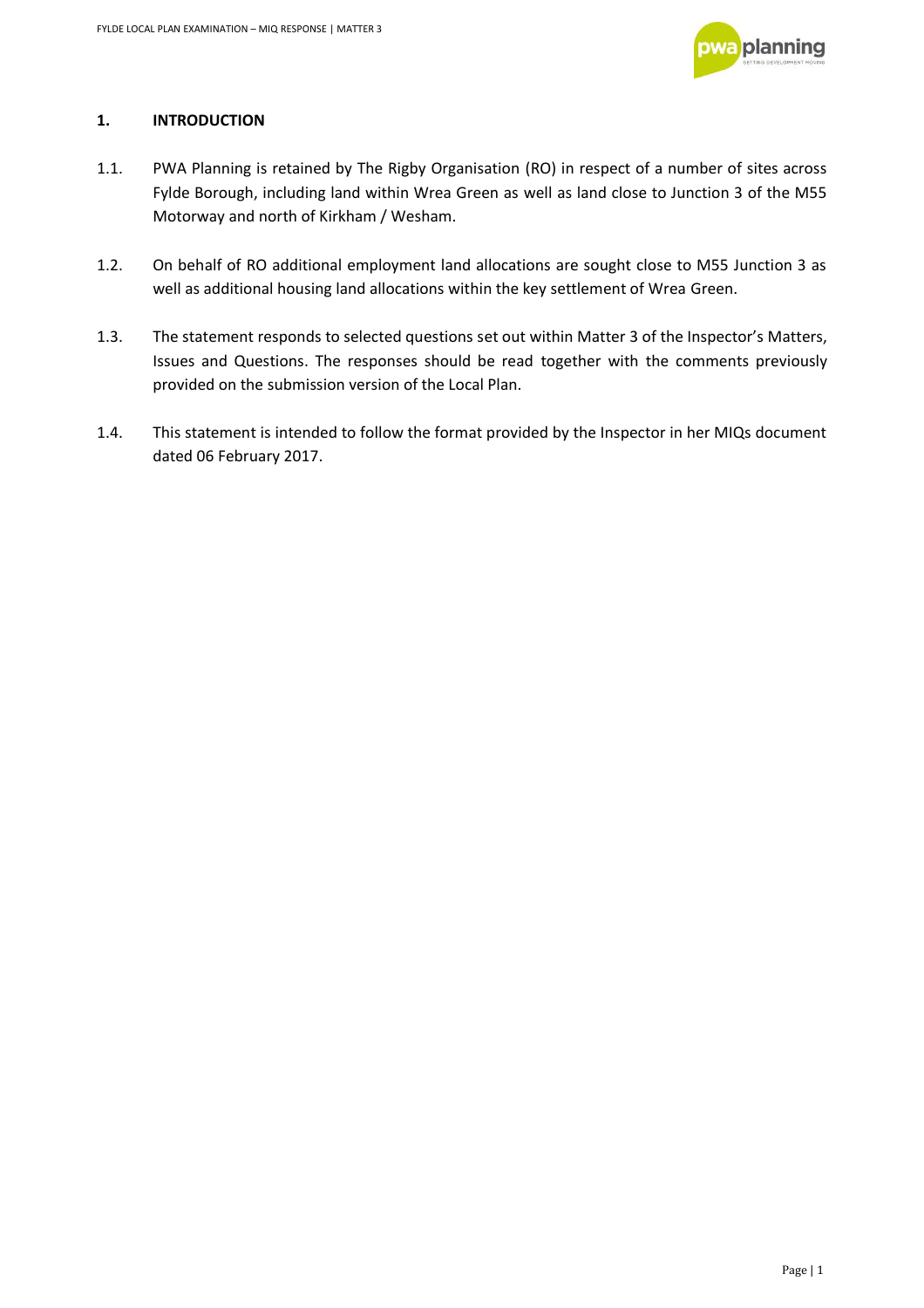## 1. INTRODUCTION

1.1. PWA Planning is retained by The Rigby Organisation (RO) in respect of a number of sites across Fylde Borough, including land within Wrea Green as well as land close to Junction 3 of the M55 Motorway and north of Kirkham / Wesham.

1.2. On behalf of RO additional employment land allocations are sought close to M55 Junction 3 as well as additional housing land allocations within the key settlement of Wrea Green.

1.3. The statement responds to selected questions set out within Matter 3 of the Inspector's Matters, Issues and Questions. The responses should be read together with the comments previously provided on the submission version of the Local Plan.

1.4. This statement is intended to follow the format provided by the Inspector in her MIQs document dated 06 February 2017.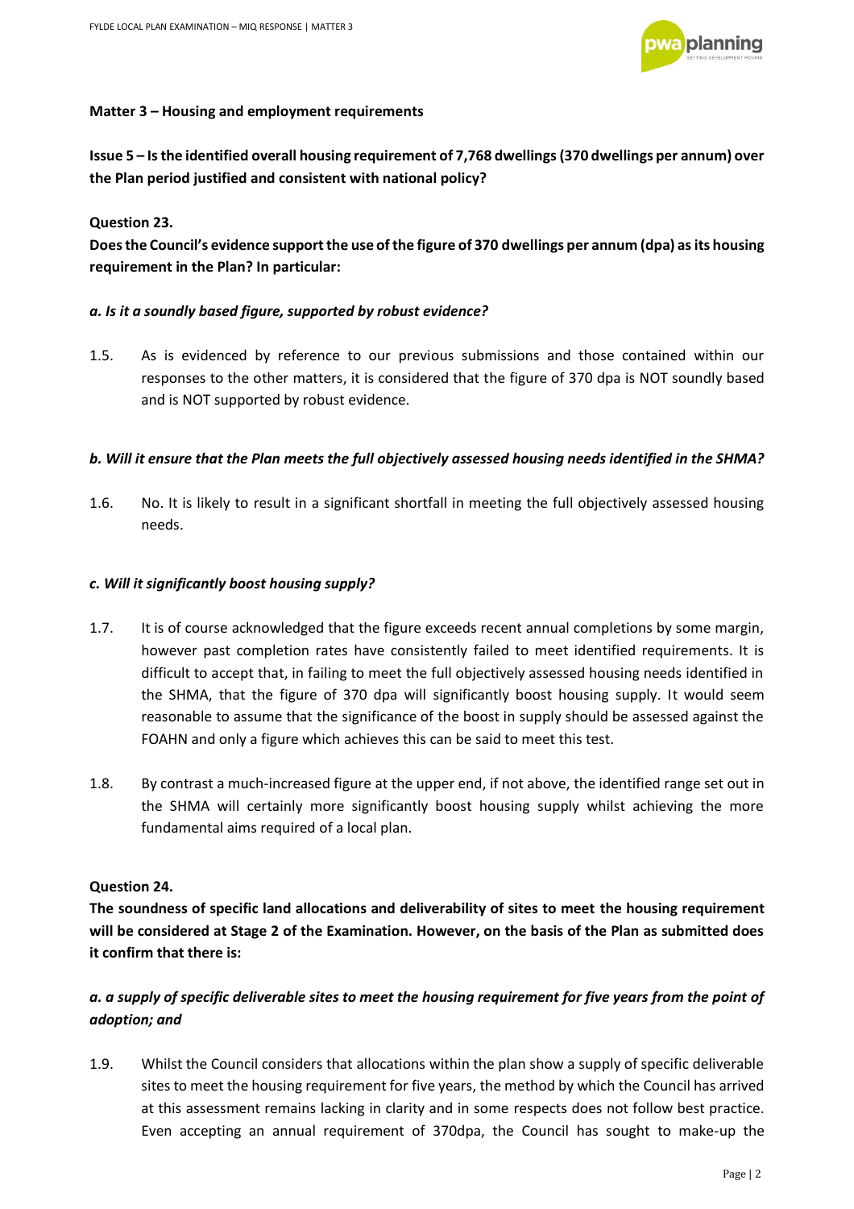**Matter 3 – Housing and employment requirements**

**Issue 5 – Is the identified overall housing requirement of 7,768 dwellings (370 dwellings per annum) over the Plan period justified and consistent with national policy?**

**Question 23.**

**Does the Council's evidence support the use of the figure of 370 dwellings per annum (dpa) as its housing requirement in the Plan? In particular:**

***a. Is it a soundly based figure, supported by robust evidence?***

1.5. As is evidenced by reference to our previous submissions and those contained within our responses to the other matters, it is considered that the figure of 370 dpa is NOT soundly based and is NOT supported by robust evidence.

***b. Will it ensure that the Plan meets the full objectively assessed housing needs identified in the SHMA?***

1.6. No. It is likely to result in a significant shortfall in meeting the full objectively assessed housing needs.

***c. Will it significantly boost housing supply?***

1.7. It is of course acknowledged that the figure exceeds recent annual completions by some margin, however past completion rates have consistently failed to meet identified requirements. It is difficult to accept that, in failing to meet the full objectively assessed housing needs identified in the SHMA, that the figure of 370 dpa will significantly boost housing supply. It would seem reasonable to assume that the significance of the boost in supply should be assessed against the FOAHN and only a figure which achieves this can be said to meet this test.

1.8. By contrast a much-increased figure at the upper end, if not above, the identified range set out in the SHMA will certainly more significantly boost housing supply whilst achieving the more fundamental aims required of a local plan.

**Question 24.**

**The soundness of specific land allocations and deliverability of sites to meet the housing requirement will be considered at Stage 2 of the Examination. However, on the basis of the Plan as submitted does it confirm that there is:**

***a. a supply of specific deliverable sites to meet the housing requirement for five years from the point of adoption; and***

1.9. Whilst the Council considers that allocations within the plan show a supply of specific deliverable sites to meet the housing requirement for five years, the method by which the Council has arrived at this assessment remains lacking in clarity and in some respects does not follow best practice. Even accepting an annual requirement of 370dpa, the Council has sought to make-up the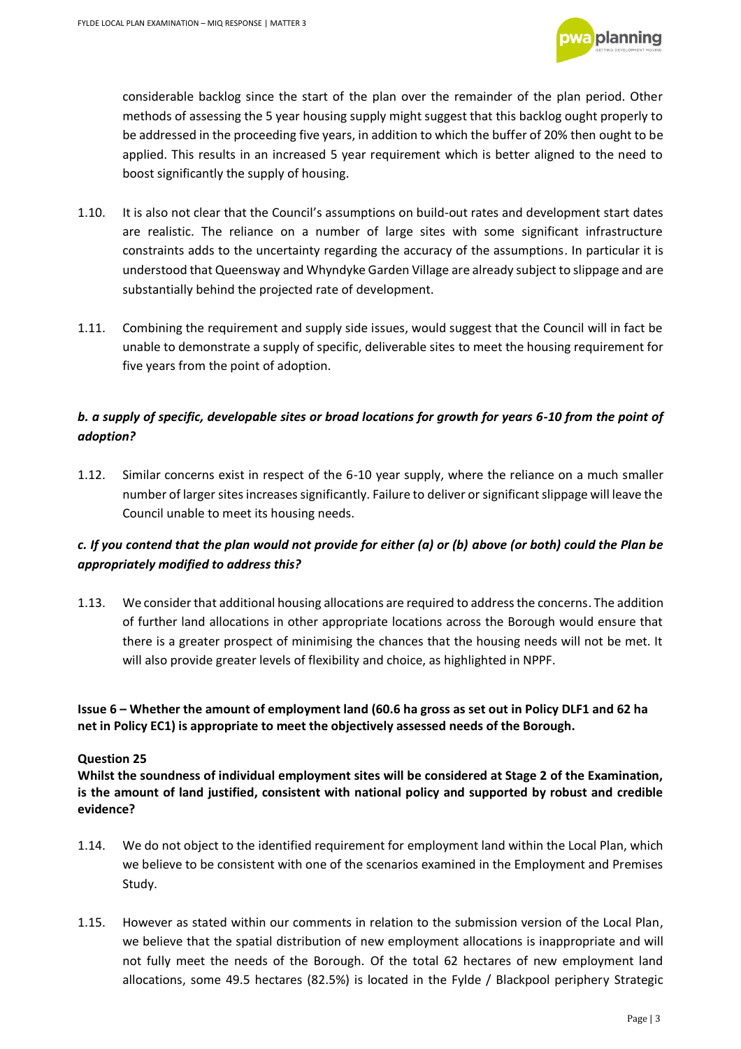considerable backlog since the start of the plan over the remainder of the plan period. Other methods of assessing the 5 year housing supply might suggest that this backlog ought properly to be addressed in the proceeding five years, in addition to which the buffer of 20% then ought to be applied. This results in an increased 5 year requirement which is better aligned to the need to boost significantly the supply of housing.

1.10. It is also not clear that the Council's assumptions on build-out rates and development start dates are realistic. The reliance on a number of large sites with some significant infrastructure constraints adds to the uncertainty regarding the accuracy of the assumptions. In particular it is understood that Queensway and Whyndyke Garden Village are already subject to slippage and are substantially behind the projected rate of development.

1.11. Combining the requirement and supply side issues, would suggest that the Council will in fact be unable to demonstrate a supply of specific, deliverable sites to meet the housing requirement for five years from the point of adoption.

***b. a supply of specific, developable sites or broad locations for growth for years 6-10 from the point of adoption?***

1.12. Similar concerns exist in respect of the 6-10 year supply, where the reliance on a much smaller number of larger sites increases significantly. Failure to deliver or significant slippage will leave the Council unable to meet its housing needs.

***c. If you contend that the plan would not provide for either (a) or (b) above (or both) could the Plan be appropriately modified to address this?***

1.13. We consider that additional housing allocations are required to address the concerns. The addition of further land allocations in other appropriate locations across the Borough would ensure that there is a greater prospect of minimising the chances that the housing needs will not be met. It will also provide greater levels of flexibility and choice, as highlighted in NPPF.

**Issue 6 – Whether the amount of employment land (60.6 ha gross as set out in Policy DLF1 and 62 ha net in Policy EC1) is appropriate to meet the objectively assessed needs of the Borough.**

**Question 25**

**Whilst the soundness of individual employment sites will be considered at Stage 2 of the Examination, is the amount of land justified, consistent with national policy and supported by robust and credible evidence?**

1.14. We do not object to the identified requirement for employment land within the Local Plan, which we believe to be consistent with one of the scenarios examined in the Employment and Premises Study.

1.15. However as stated within our comments in relation to the submission version of the Local Plan, we believe that the spatial distribution of new employment allocations is inappropriate and will not fully meet the needs of the Borough. Of the total 62 hectares of new employment land allocations, some 49.5 hectares (82.5%) is located in the Fylde / Blackpool periphery Strategic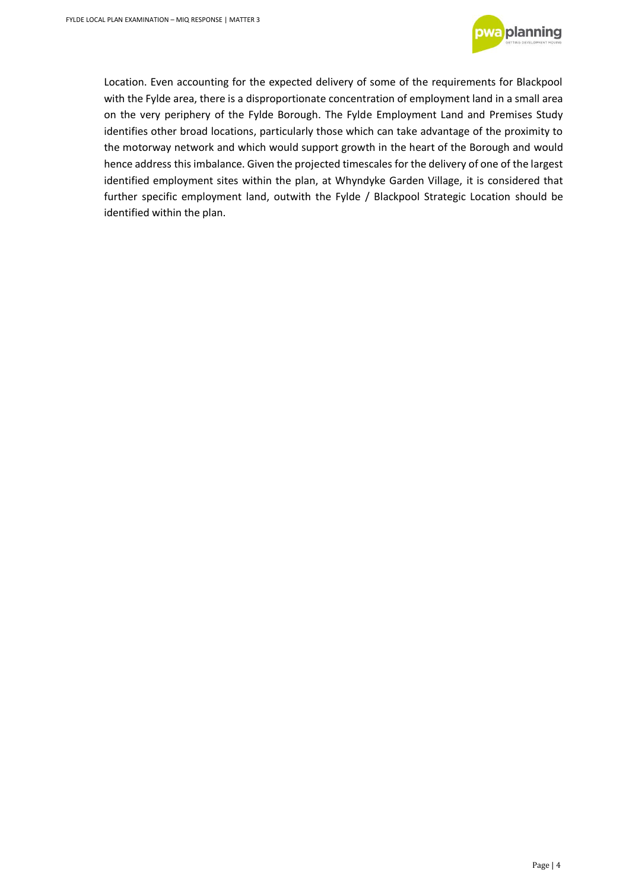Location. Even accounting for the expected delivery of some of the requirements for Blackpool with the Fylde area, there is a disproportionate concentration of employment land in a small area on the very periphery of the Fylde Borough. The Fylde Employment Land and Premises Study identifies other broad locations, particularly those which can take advantage of the proximity to the motorway network and which would support growth in the heart of the Borough and would hence address this imbalance. Given the projected timescales for the delivery of one of the largest identified employment sites within the plan, at Whyndyke Garden Village, it is considered that further specific employment land, outwith the Fylde / Blackpool Strategic Location should be identified within the plan.